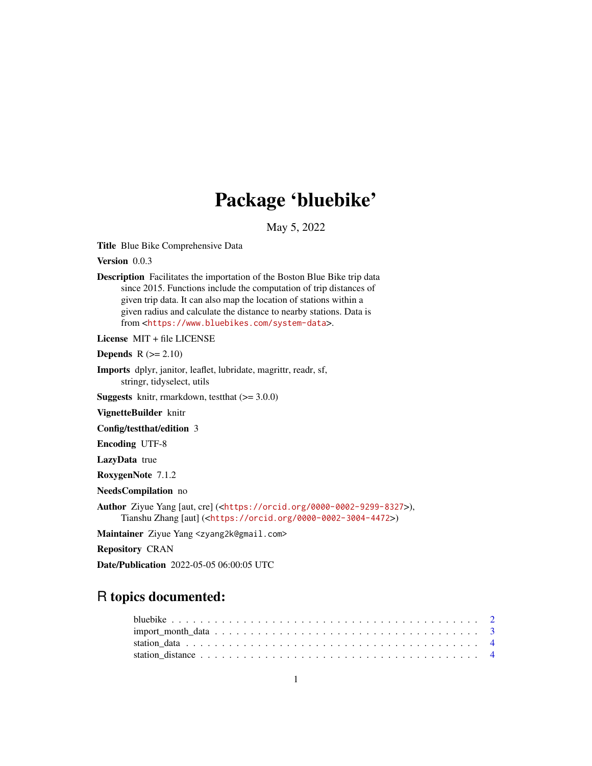# Package 'bluebike'

May 5, 2022

**Title** Blue Bike Comprehensive Data

**Version** 0.0.3

**Description** Facilitates the importation of the Boston Blue Bike trip data since 2015. Functions include the computation of trip distances of given trip data. It can also map the location of stations within a given radius and calculate the distance to nearby stations. Data is from <https://www.bluebikes.com/system-data>.

**License** MIT + file LICENSE

**Depends** R (>= 2.10)

**Imports** dplyr, janitor, leaflet, lubridate, magrittr, readr, sf, stringr, tidyselect, utils

**Suggests** knitr, rmarkdown, testthat (>= 3.0.0)

**VignetteBuilder** knitr

**Config/testthat/edition** 3

**Encoding** UTF-8

**LazyData** true

**RoxygenNote** 7.1.2

**NeedsCompilation** no

**Author** Ziyue Yang [aut, cre] (<https://orcid.org/0000-0002-9299-8327>), Tianshu Zhang [aut] (<https://orcid.org/0000-0002-3004-4472>)

**Maintainer** Ziyue Yang <zyang2k@gmail.com>

**Repository** CRAN

**Date/Publication** 2022-05-05 06:00:05 UTC

## R topics documented:

- bluebike . . . . . . . . . . . . . . . . . . . . . . . . . . . . . . . . . . . . . . . . . 2
- import_month_data . . . . . . . . . . . . . . . . . . . . . . . . . . . . . . . . . . . . 3
- station_data . . . . . . . . . . . . . . . . . . . . . . . . . . . . . . . . . . . . . . . 4
- station_distance . . . . . . . . . . . . . . . . . . . . . . . . . . . . . . . . . . . . . 4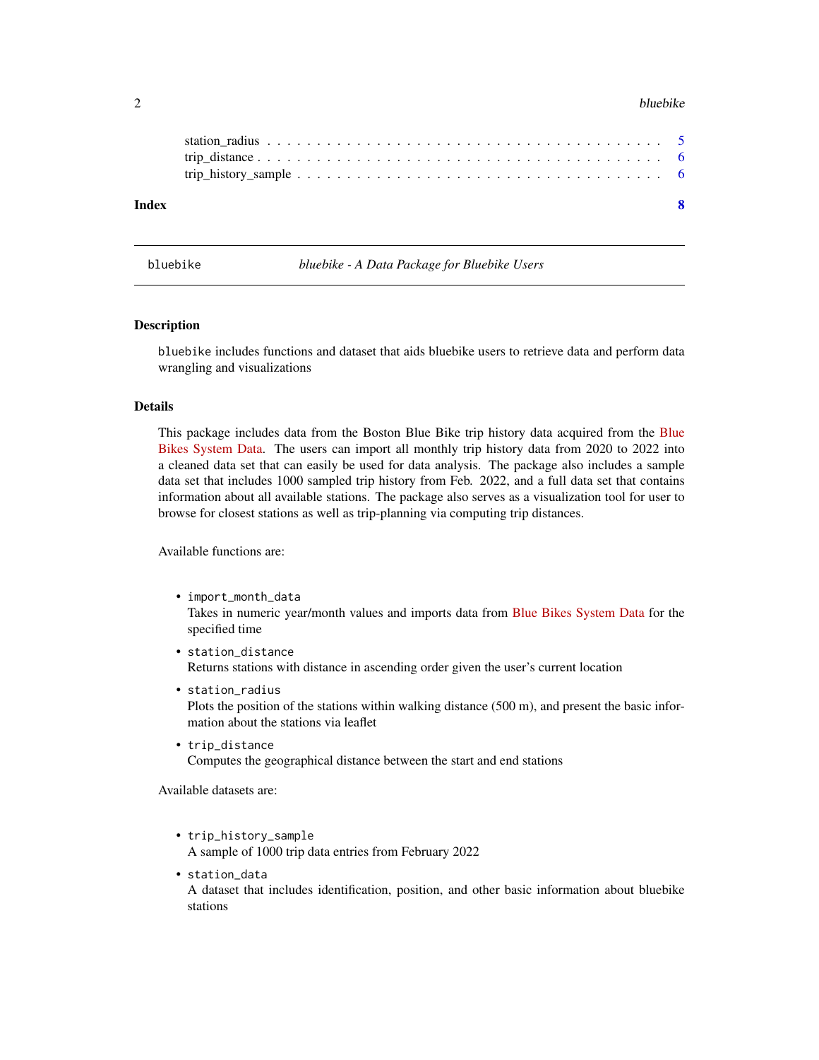station_radius . . . . . . . . . . . . . . . . . . . . . . . . . . . . . . . . . . . . . . 5
trip_distance . . . . . . . . . . . . . . . . . . . . . . . . . . . . . . . . . . . . . . . 6
trip_history_sample . . . . . . . . . . . . . . . . . . . . . . . . . . . . . . . . . . . . 6

**Index** **8**

---

`bluebike` *bluebike - A Data Package for Bluebike Users*

---

## Description

`bluebike` includes functions and dataset that aids bluebike users to retrieve data and perform data wrangling and visualizations

## Details

This package includes data from the Boston Blue Bike trip history data acquired from the Blue Bikes System Data. The users can import all monthly trip history data from 2020 to 2022 into a cleaned data set that can easily be used for data analysis. The package also includes a sample data set that includes 1000 sampled trip history from Feb. 2022, and a full data set that contains information about all available stations. The package also serves as a visualization tool for user to browse for closest stations as well as trip-planning via computing trip distances.

Available functions are:

- `import_month_data`
  Takes in numeric year/month values and imports data from Blue Bikes System Data for the specified time
- `station_distance`
  Returns stations with distance in ascending order given the user's current location
- `station_radius`
  Plots the position of the stations within walking distance (500 m), and present the basic information about the stations via leaflet
- `trip_distance`
  Computes the geographical distance between the start and end stations

Available datasets are:

- `trip_history_sample`
  A sample of 1000 trip data entries from February 2022
- `station_data`
  A dataset that includes identification, position, and other basic information about bluebike stations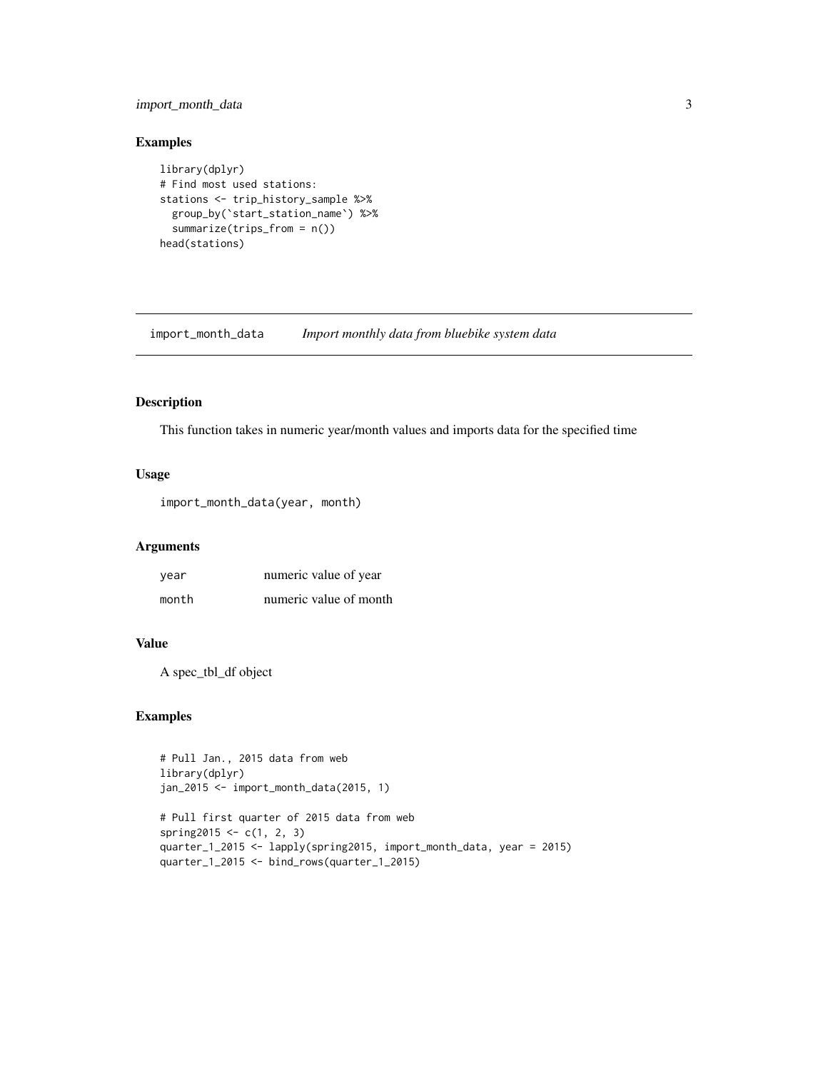## Examples

```
library(dplyr)
# Find most used stations:
stations <- trip_history_sample %>%
  group_by(`start_station_name`) %>%
  summarize(trips_from = n())
head(stations)
```

---

# import_month_data    *Import monthly data from bluebike system data*

---

## Description

This function takes in numeric year/month values and imports data for the specified time

## Usage

```
import_month_data(year, month)
```

## Arguments

| | |
|---|---|
| `year` | numeric value of year |
| `month` | numeric value of month |

## Value

A spec_tbl_df object

## Examples

```
# Pull Jan., 2015 data from web
library(dplyr)
jan_2015 <- import_month_data(2015, 1)

# Pull first quarter of 2015 data from web
spring2015 <- c(1, 2, 3)
quarter_1_2015 <- lapply(spring2015, import_month_data, year = 2015)
quarter_1_2015 <- bind_rows(quarter_1_2015)
```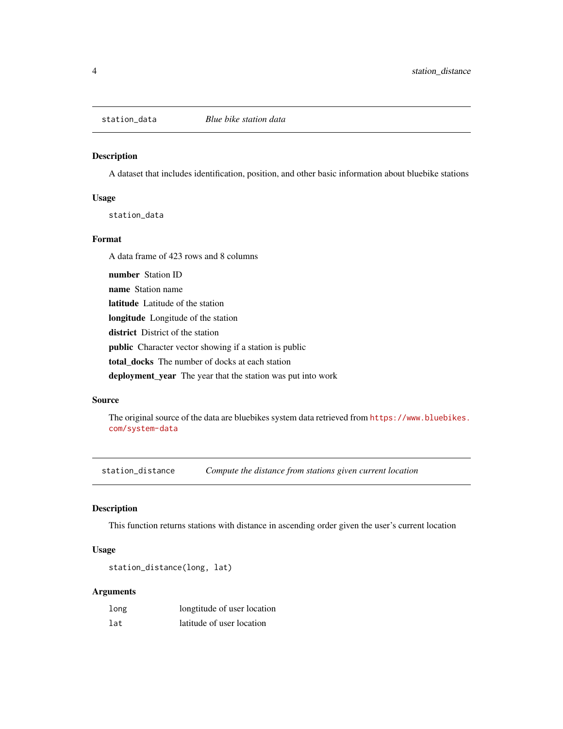## station_data — *Blue bike station data*

### Description

A dataset that includes identification, position, and other basic information about bluebike stations

### Usage

```
station_data
```

### Format

A data frame of 423 rows and 8 columns

- **number** Station ID
- **name** Station name
- **latitude** Latitude of the station
- **longitude** Longitude of the station
- **district** District of the station
- **public** Character vector showing if a station is public
- **total_docks** The number of docks at each station
- **deployment_year** The year that the station was put into work

### Source

The original source of the data are bluebikes system data retrieved from https://www.bluebikes.com/system-data

## station_distance — *Compute the distance from stations given current location*

### Description

This function returns stations with distance in ascending order given the user's current location

### Usage

```
station_distance(long, lat)
```

### Arguments

| | |
|---|---|
| `long` | longtitude of user location |
| `lat` | latitude of user location |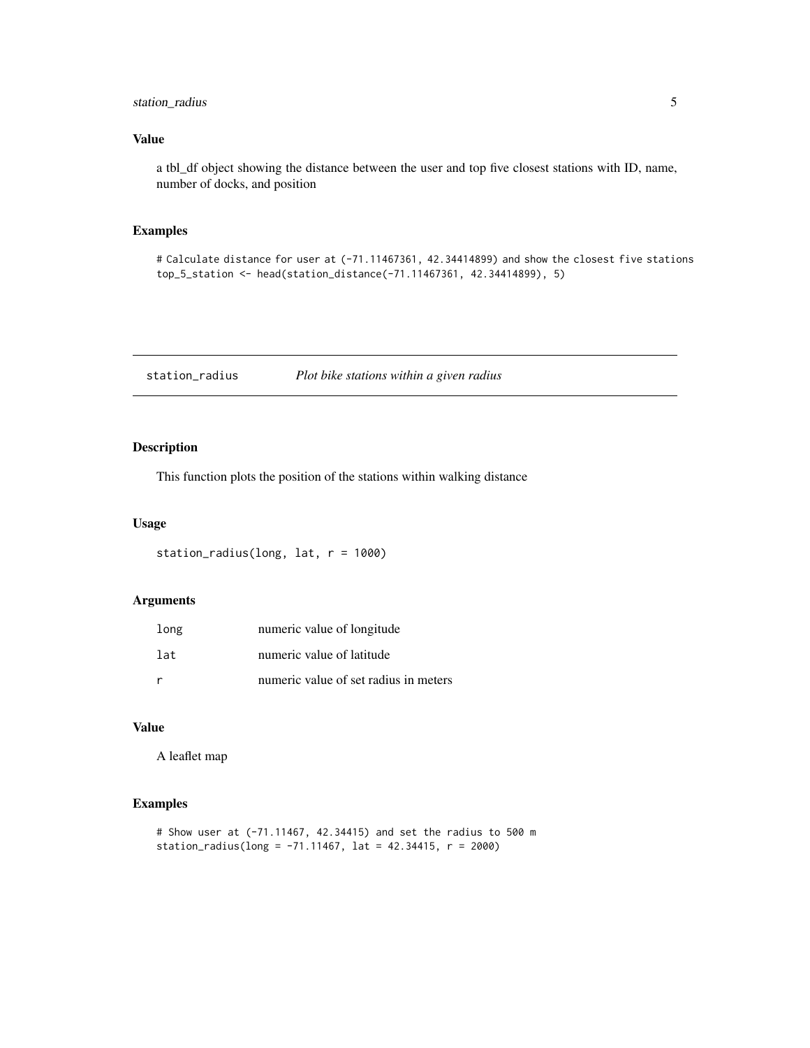### Value

a tbl_df object showing the distance between the user and top five closest stations with ID, name, number of docks, and position

### Examples

```
# Calculate distance for user at (-71.11467361, 42.34414899) and show the closest five stations
top_5_station <- head(station_distance(-71.11467361, 42.34414899), 5)
```

---

## station_radius *Plot bike stations within a given radius*

### Description

This function plots the position of the stations within walking distance

### Usage

```
station_radius(long, lat, r = 1000)
```

### Arguments

| | |
|---|---|
| long | numeric value of longitude |
| lat | numeric value of latitude |
| r | numeric value of set radius in meters |

### Value

A leaflet map

### Examples

```
# Show user at (-71.11467, 42.34415) and set the radius to 500 m
station_radius(long = -71.11467, lat = 42.34415, r = 2000)
```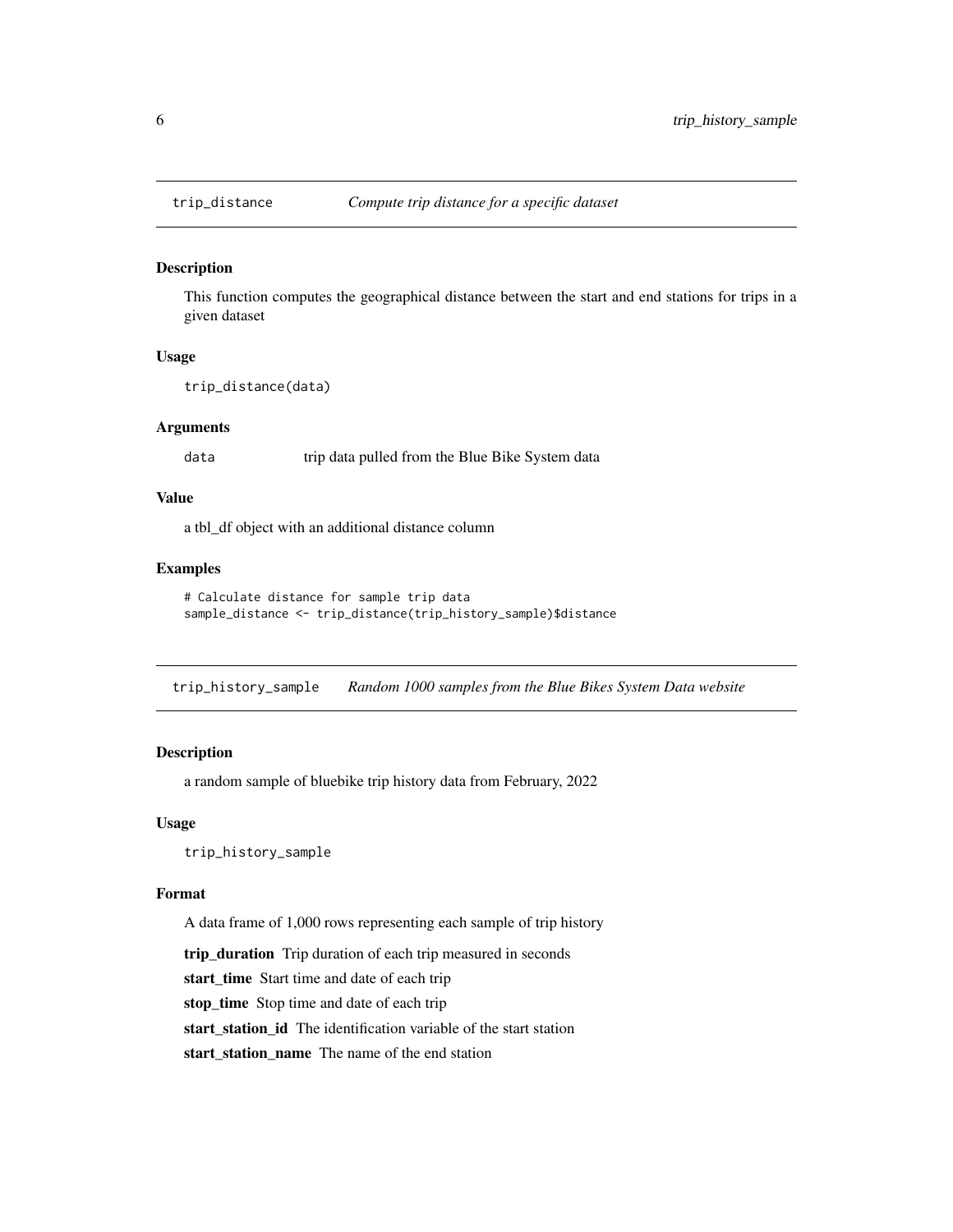## trip_distance — *Compute trip distance for a specific dataset*

### Description

This function computes the geographical distance between the start and end stations for trips in a given dataset

### Usage

```
trip_distance(data)
```

### Arguments

| | |
|---|---|
| `data` | trip data pulled from the Blue Bike System data |

### Value

a tbl_df object with an additional distance column

### Examples

```
# Calculate distance for sample trip data
sample_distance <- trip_distance(trip_history_sample)$distance
```

## trip_history_sample — *Random 1000 samples from the Blue Bikes System Data website*

### Description

a random sample of bluebike trip history data from February, 2022

### Usage

```
trip_history_sample
```

### Format

A data frame of 1,000 rows representing each sample of trip history

**trip_duration** Trip duration of each trip measured in seconds

**start_time** Start time and date of each trip

**stop_time** Stop time and date of each trip

**start_station_id** The identification variable of the start station

**start_station_name** The name of the end station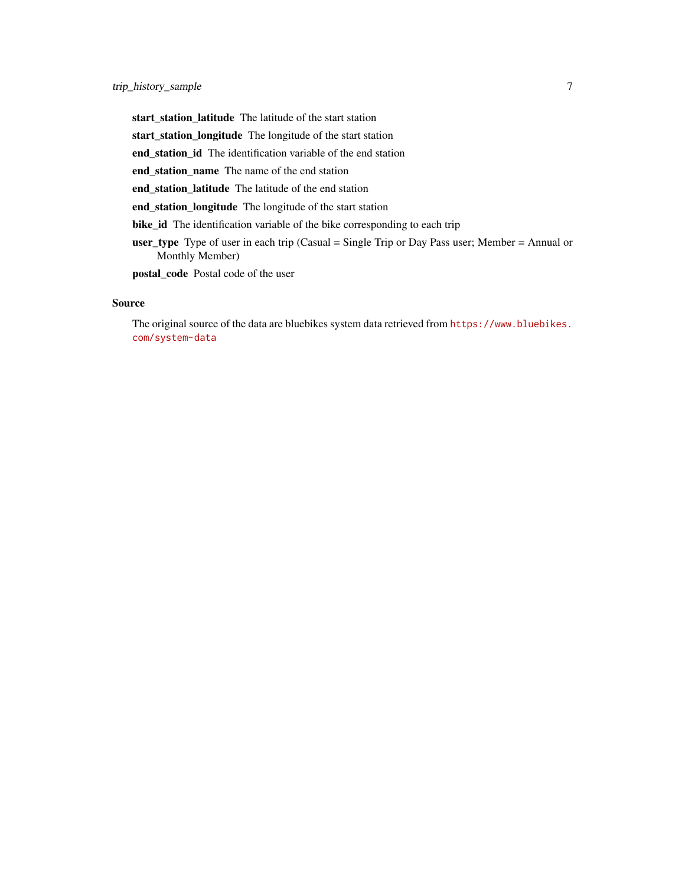**start_station_latitude** The latitude of the start station

**start_station_longitude** The longitude of the start station

**end_station_id** The identification variable of the end station

**end_station_name** The name of the end station

**end_station_latitude** The latitude of the end station

**end_station_longitude** The longitude of the start station

**bike_id** The identification variable of the bike corresponding to each trip

**user_type** Type of user in each trip (Casual = Single Trip or Day Pass user; Member = Annual or Monthly Member)

**postal_code** Postal code of the user

## Source

The original source of the data are bluebikes system data retrieved from `https://www.bluebikes.com/system-data`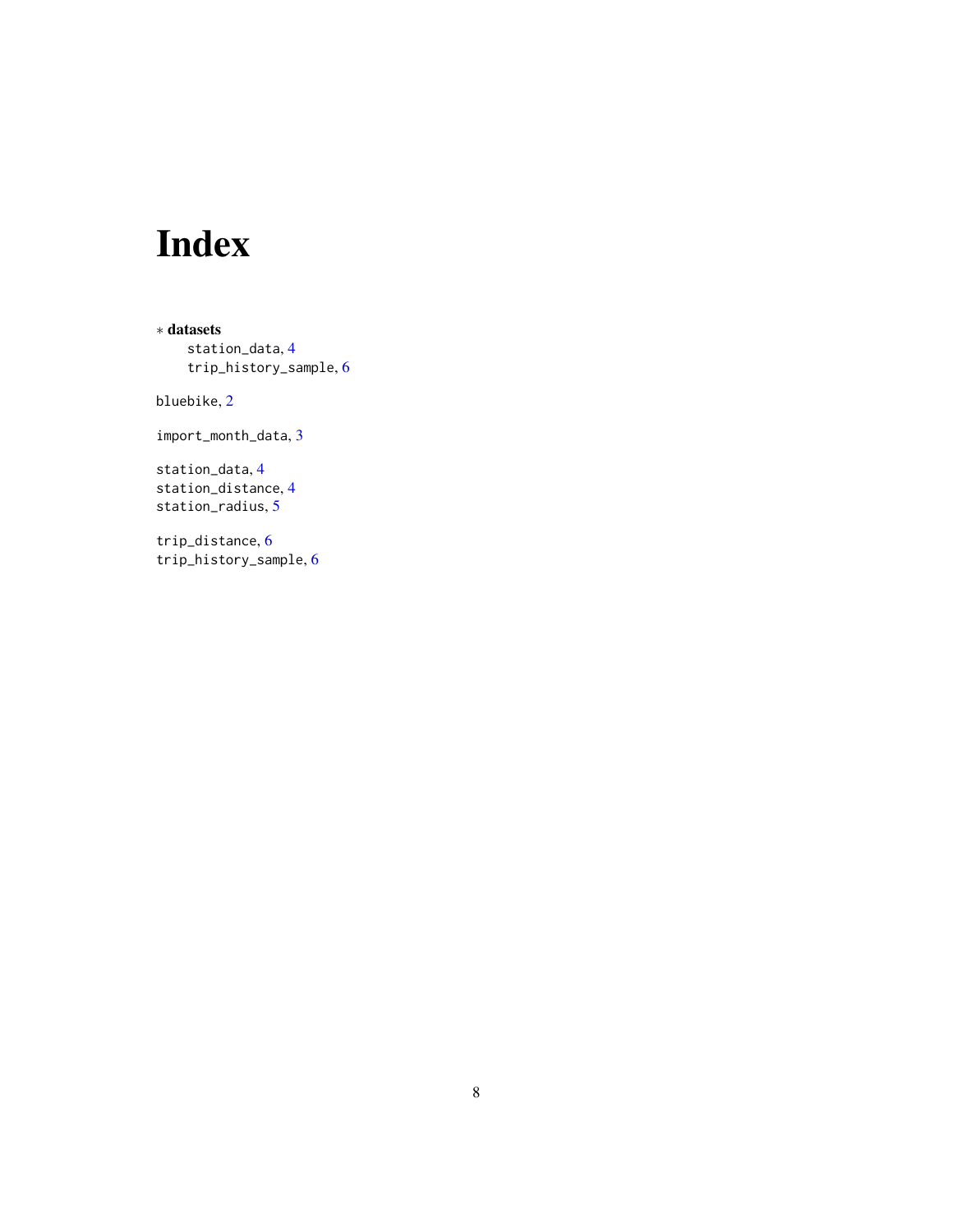# Index

∗ **datasets**
    station_data, 4
    trip_history_sample, 6

bluebike, 2

import_month_data, 3

station_data, 4
station_distance, 4
station_radius, 5

trip_distance, 6
trip_history_sample, 6